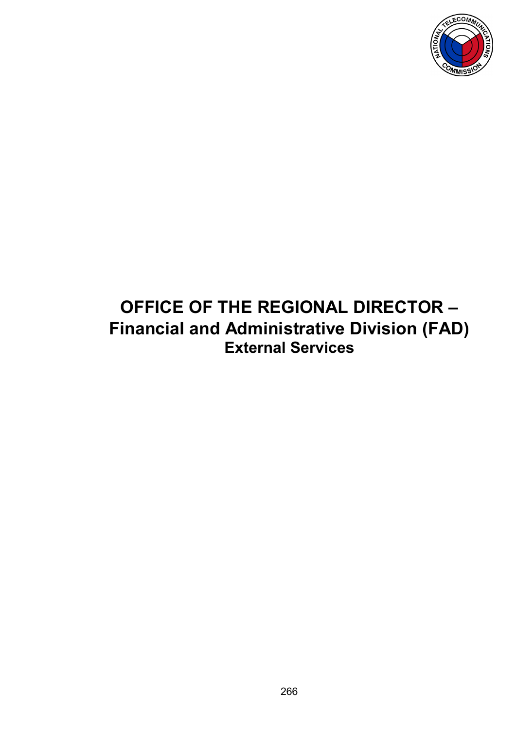# OFFICE OF THE REGIONAL DIRECTOR – Financial and Administrative Division (FAD)

## External Services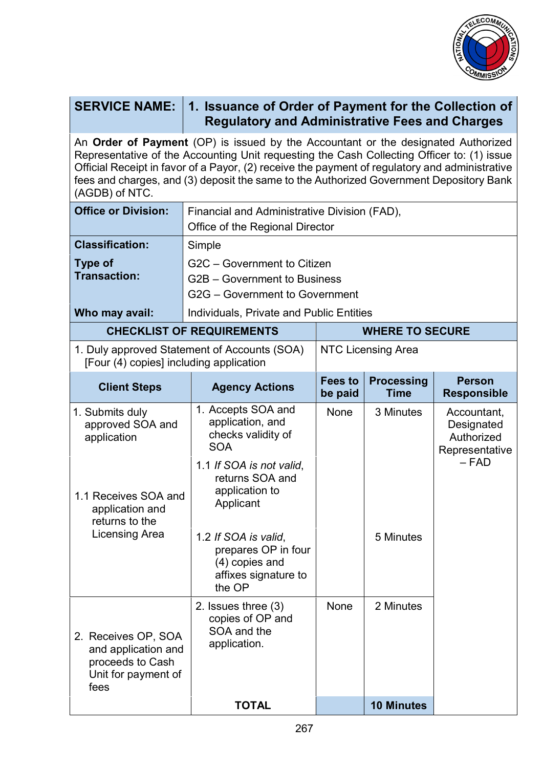| SERVICE NAME: | 1. Issuance of Order of Payment for the Collection of Regulatory and Administrative Fees and Charges |
|---|---|

An **Order of Payment** (OP) is issued by the Accountant or the designated Authorized Representative of the Accounting Unit requesting the Cash Collecting Officer to: (1) issue Official Receipt in favor of a Payor, (2) receive the payment of regulatory and administrative fees and charges, and (3) deposit the same to the Authorized Government Depository Bank (AGDB) of NTC.

| | |
|---|---|
| **Office or Division:** | Financial and Administrative Division (FAD), Office of the Regional Director |
| **Classification:** | Simple |
| **Type of Transaction:** | G2C – Government to Citizen<br>G2B – Government to Business<br>G2G – Government to Government |
| **Who may avail:** | Individuals, Private and Public Entities |

| CHECKLIST OF REQUIREMENTS | WHERE TO SECURE |
|---|---|
| 1. Duly approved Statement of Accounts (SOA) [Four (4) copies] including application | NTC Licensing Area |

| Client Steps | Agency Actions | Fees to be paid | Processing Time | Person Responsible |
|---|---|---|---|---|
| 1. Submits duly approved SOA and application | 1. Accepts SOA and application, and checks validity of SOA | None | 3 Minutes | Accountant, Designated Authorized Representative – FAD |
| 1.1 Receives SOA and application and returns to the Licensing Area | 1.1 *If SOA is not valid*, returns SOA and application to Applicant | | | |
| | 1.2 *If SOA is valid*, prepares OP in four (4) copies and affixes signature to the OP | | 5 Minutes | |
| 2. Receives OP, SOA and application and proceeds to Cash Unit for payment of fees | 2. Issues three (3) copies of OP and SOA and the application. | None | 2 Minutes | |
| | **TOTAL** | | **10 Minutes** | |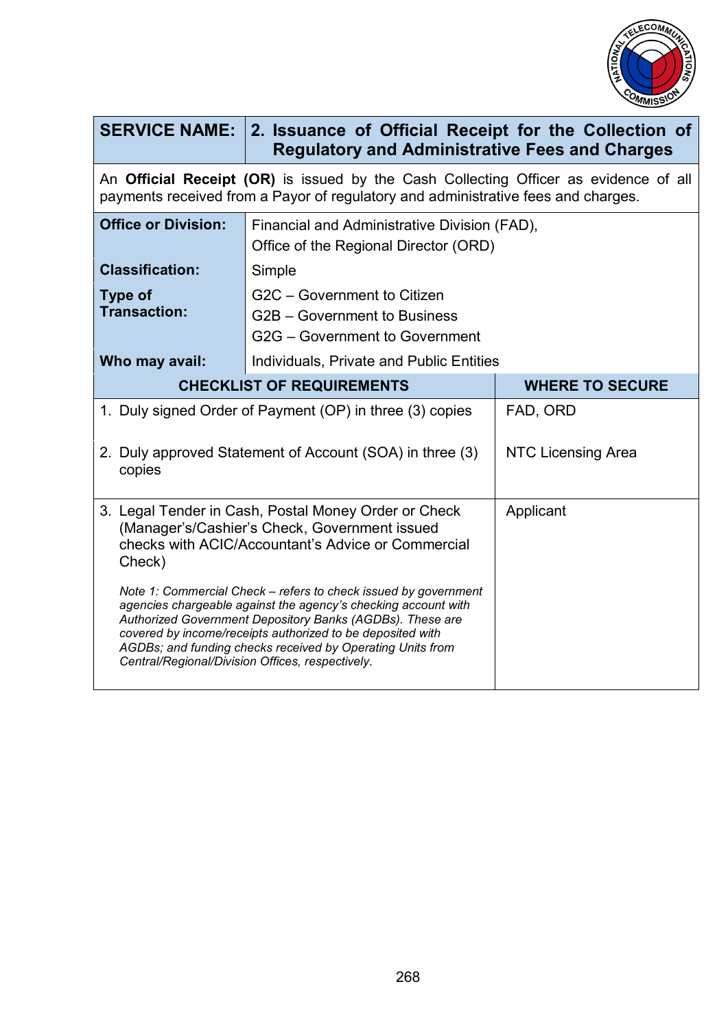| SERVICE NAME: | 2. Issuance of Official Receipt for the Collection of Regulatory and Administrative Fees and Charges |
|---|---|

An **Official Receipt (OR)** is issued by the Cash Collecting Officer as evidence of all payments received from a Payor of regulatory and administrative fees and charges.

| | |
|---|---|
| **Office or Division:** | Financial and Administrative Division (FAD), Office of the Regional Director (ORD) |
| **Classification:** | Simple |
| **Type of Transaction:** | G2C – Government to Citizen<br>G2B – Government to Business<br>G2G – Government to Government |
| **Who may avail:** | Individuals, Private and Public Entities |

| CHECKLIST OF REQUIREMENTS | WHERE TO SECURE |
|---|---|
| 1. Duly signed Order of Payment (OP) in three (3) copies | FAD, ORD |
| 2. Duly approved Statement of Account (SOA) in three (3) copies | NTC Licensing Area |
| 3. Legal Tender in Cash, Postal Money Order or Check (Manager's/Cashier's Check, Government issued checks with ACIC/Accountant's Advice or Commercial Check)<br><br>*Note 1: Commercial Check – refers to check issued by government agencies chargeable against the agency's checking account with Authorized Government Depository Banks (AGDBs). These are covered by income/receipts authorized to be deposited with AGDBs; and funding checks received by Operating Units from Central/Regional/Division Offices, respectively.* | Applicant |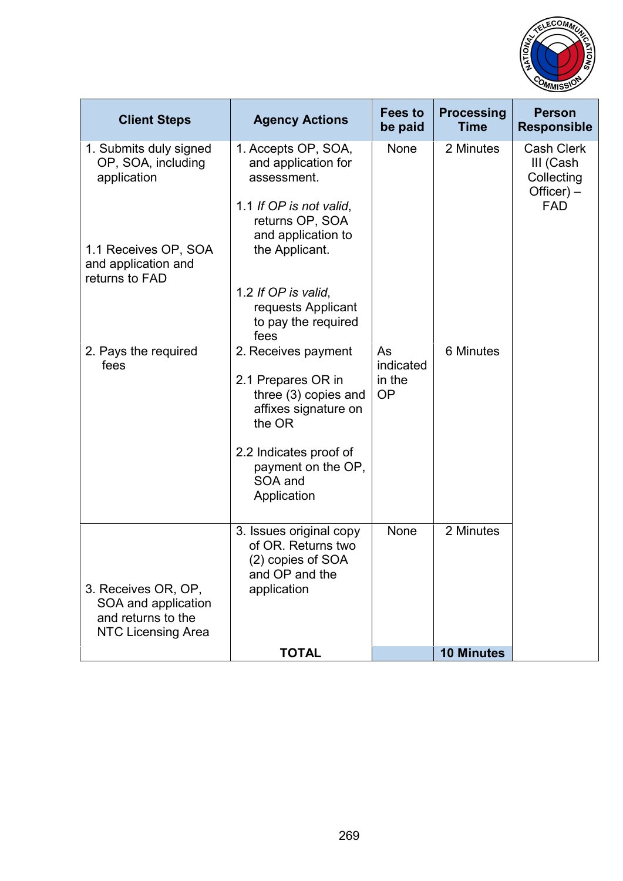| Client Steps | Agency Actions | Fees to be paid | Processing Time | Person Responsible |
|---|---|---|---|---|
| 1. Submits duly signed OP, SOA, including application<br><br>1.1 Receives OP, SOA and application and returns to FAD | 1. Accepts OP, SOA, and application for assessment.<br><br>1.1 *If OP is not valid*, returns OP, SOA and application to the Applicant.<br><br>1.2 *If OP is valid*, requests Applicant to pay the required fees | None | 2 Minutes | Cash Clerk III (Cash Collecting Officer) – FAD |
| 2. Pays the required fees | 2. Receives payment<br><br>2.1 Prepares OR in three (3) copies and affixes signature on the OR<br><br>2.2 Indicates proof of payment on the OP, SOA and Application | As indicated in the OP | 6 Minutes | |
| 3. Receives OR, OP, SOA and application and returns to the NTC Licensing Area | 3. Issues original copy of OR. Returns two (2) copies of SOA and OP and the application | None | 2 Minutes | |
| | **TOTAL** | | **10 Minutes** | |